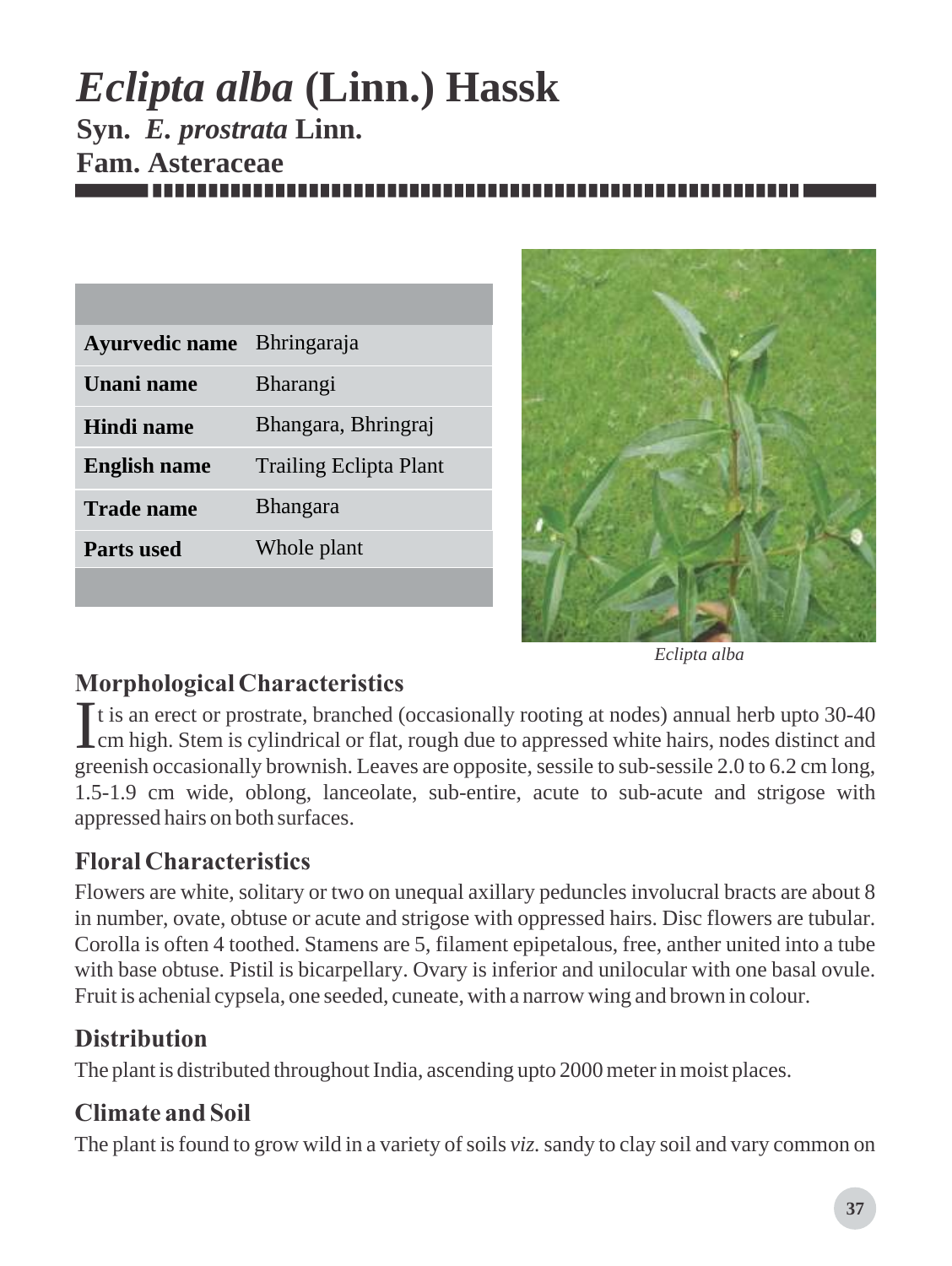# *Eclipta alba* (Linn.) Hassk

**Syn. *E. prostrata* Linn.**

**Fam. Asteraceae**

| | |
|---|---|
| **Ayurvedic name** | Bhringaraja |
| **Unani name** | Bharangi |
| **Hindi name** | Bhangara, Bhringraj |
| **English name** | Trailing Eclipta Plant |
| **Trade name** | Bhangara |
| **Parts used** | Whole plant |

*Eclipta alba*

## Morphological Characteristics

It is an erect or prostrate, branched (occasionally rooting at nodes) annual herb upto 30-40 cm high. Stem is cylindrical or flat, rough due to appressed white hairs, nodes distinct and greenish occasionally brownish. Leaves are opposite, sessile to sub-sessile 2.0 to 6.2 cm long, 1.5-1.9 cm wide, oblong, lanceolate, sub-entire, acute to sub-acute and strigose with appressed hairs on both surfaces.

## Floral Characteristics

Flowers are white, solitary or two on unequal axillary peduncles involucral bracts are about 8 in number, ovate, obtuse or acute and strigose with oppressed hairs. Disc flowers are tubular. Corolla is often 4 toothed. Stamens are 5, filament epipetalous, free, anther united into a tube with base obtuse. Pistil is bicarpellary. Ovary is inferior and unilocular with one basal ovule. Fruit is achenial cypsela, one seeded, cuneate, with a narrow wing and brown in colour.

## Distribution

The plant is distributed throughout India, ascending upto 2000 meter in moist places.

## Climate and Soil

The plant is found to grow wild in a variety of soils *viz.* sandy to clay soil and vary common on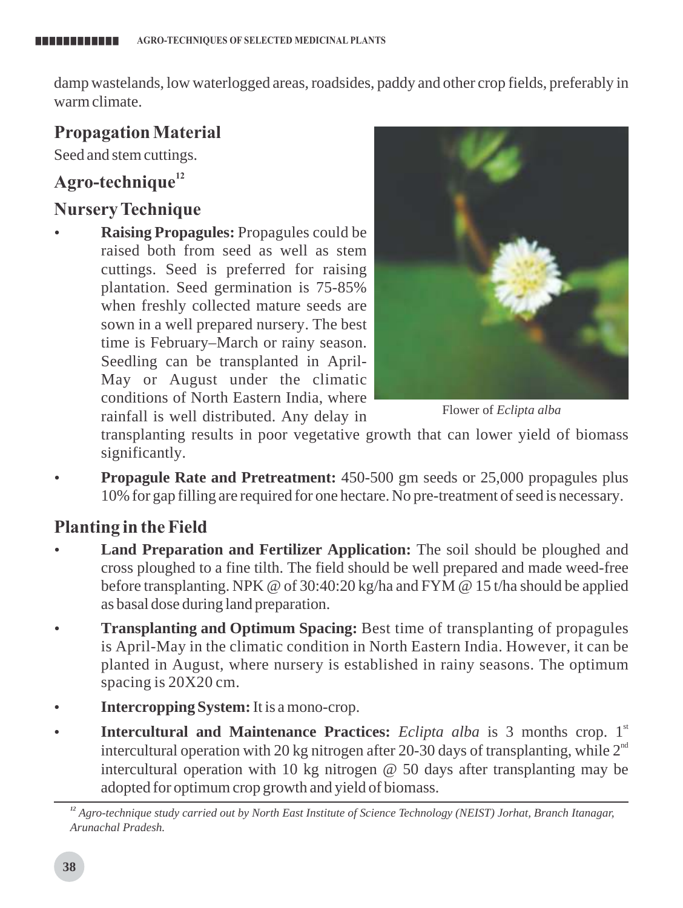damp wastelands, low waterlogged areas, roadsides, paddy and other crop fields, preferably in warm climate.

## Propagation Material

Seed and stem cuttings.

## Agro-technique[12]

## Nursery Technique

- **Raising Propagules:** Propagules could be raised both from seed as well as stem cuttings. Seed is preferred for raising plantation. Seed germination is 75-85% when freshly collected mature seeds are sown in a well prepared nursery. The best time is February–March or rainy season. Seedling can be transplanted in April-May or August under the climatic conditions of North Eastern India, where rainfall is well distributed. Any delay in transplanting results in poor vegetative growth that can lower yield of biomass significantly.

Flower of *Eclipta alba*

- **Propagule Rate and Pretreatment:** 450-500 gm seeds or 25,000 propagules plus 10% for gap filling are required for one hectare. No pre-treatment of seed is necessary.

## Planting in the Field

- **Land Preparation and Fertilizer Application:** The soil should be ploughed and cross ploughed to a fine tilth. The field should be well prepared and made weed-free before transplanting. NPK @ of 30:40:20 kg/ha and FYM @ 15 t/ha should be applied as basal dose during land preparation.
- **Transplanting and Optimum Spacing:** Best time of transplanting of propagules is April-May in the climatic condition in North Eastern India. However, it can be planted in August, where nursery is established in rainy seasons. The optimum spacing is 20X20 cm.
- **Intercropping System:** It is a mono-crop.
- **Intercultural and Maintenance Practices:** *Eclipta alba* is 3 months crop. 1st intercultural operation with 20 kg nitrogen after 20-30 days of transplanting, while 2nd intercultural operation with 10 kg nitrogen @ 50 days after transplanting may be adopted for optimum crop growth and yield of biomass.

---

[12] *Agro-technique study carried out by North East Institute of Science Technology (NEIST) Jorhat, Branch Itanagar, Arunachal Pradesh.*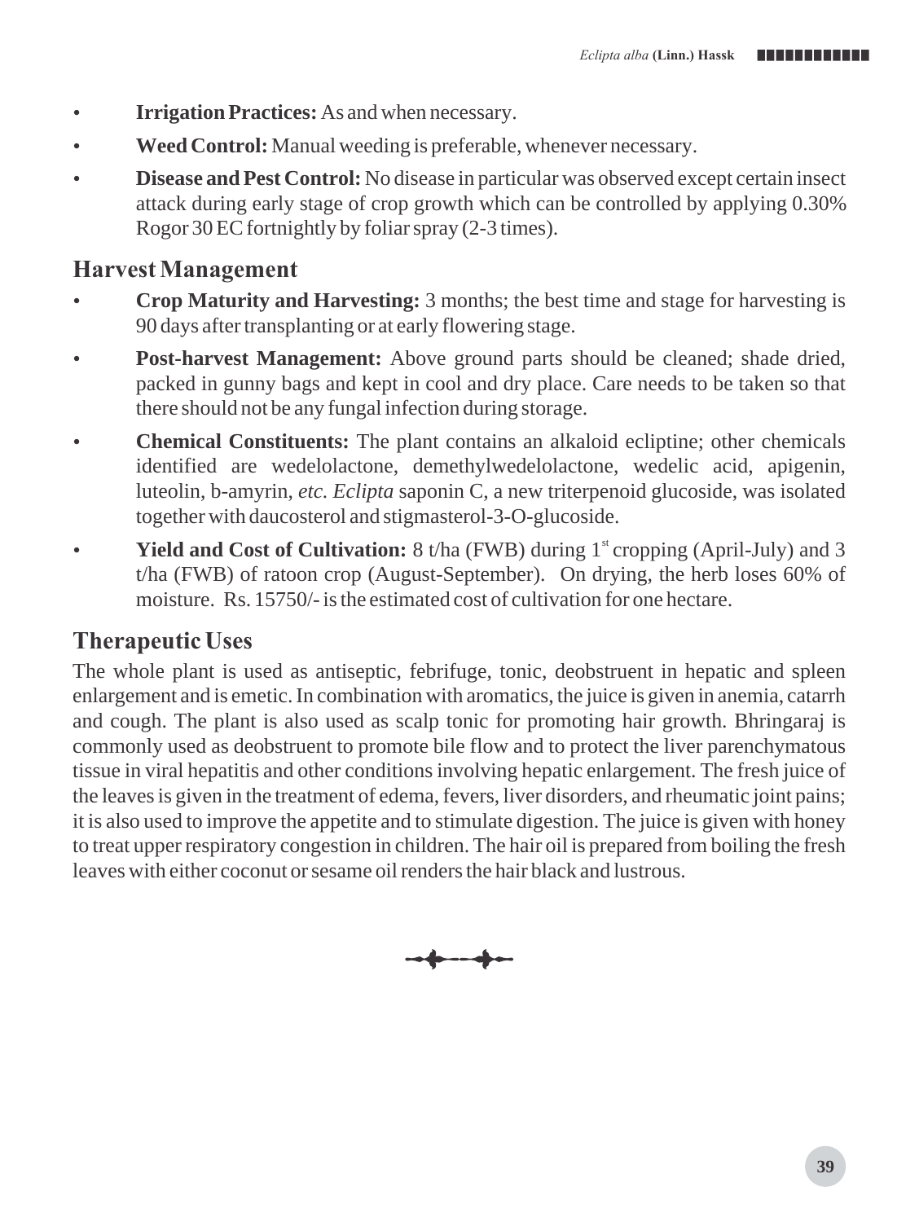- **Irrigation Practices:** As and when necessary.
- **Weed Control:** Manual weeding is preferable, whenever necessary.
- **Disease and Pest Control:** No disease in particular was observed except certain insect attack during early stage of crop growth which can be controlled by applying 0.30% Rogor 30 EC fortnightly by foliar spray (2-3 times).

## Harvest Management

- **Crop Maturity and Harvesting:** 3 months; the best time and stage for harvesting is 90 days after transplanting or at early flowering stage.
- **Post-harvest Management:** Above ground parts should be cleaned; shade dried, packed in gunny bags and kept in cool and dry place. Care needs to be taken so that there should not be any fungal infection during storage.
- **Chemical Constituents:** The plant contains an alkaloid ecliptine; other chemicals identified are wedelolactone, demethylwedelolactone, wedelic acid, apigenin, luteolin, b-amyrin, *etc. Eclipta* saponin C, a new triterpenoid glucoside, was isolated together with daucosterol and stigmasterol-3-O-glucoside.
- **Yield and Cost of Cultivation:** 8 t/ha (FWB) during 1st cropping (April-July) and 3 t/ha (FWB) of ratoon crop (August-September). On drying, the herb loses 60% of moisture. Rs. 15750/- is the estimated cost of cultivation for one hectare.

## Therapeutic Uses

The whole plant is used as antiseptic, febrifuge, tonic, deobstruent in hepatic and spleen enlargement and is emetic. In combination with aromatics, the juice is given in anemia, catarrh and cough. The plant is also used as scalp tonic for promoting hair growth. Bhringaraj is commonly used as deobstruent to promote bile flow and to protect the liver parenchymatous tissue in viral hepatitis and other conditions involving hepatic enlargement. The fresh juice of the leaves is given in the treatment of edema, fevers, liver disorders, and rheumatic joint pains; it is also used to improve the appetite and to stimulate digestion. The juice is given with honey to treat upper respiratory congestion in children. The hair oil is prepared from boiling the fresh leaves with either coconut or sesame oil renders the hair black and lustrous.